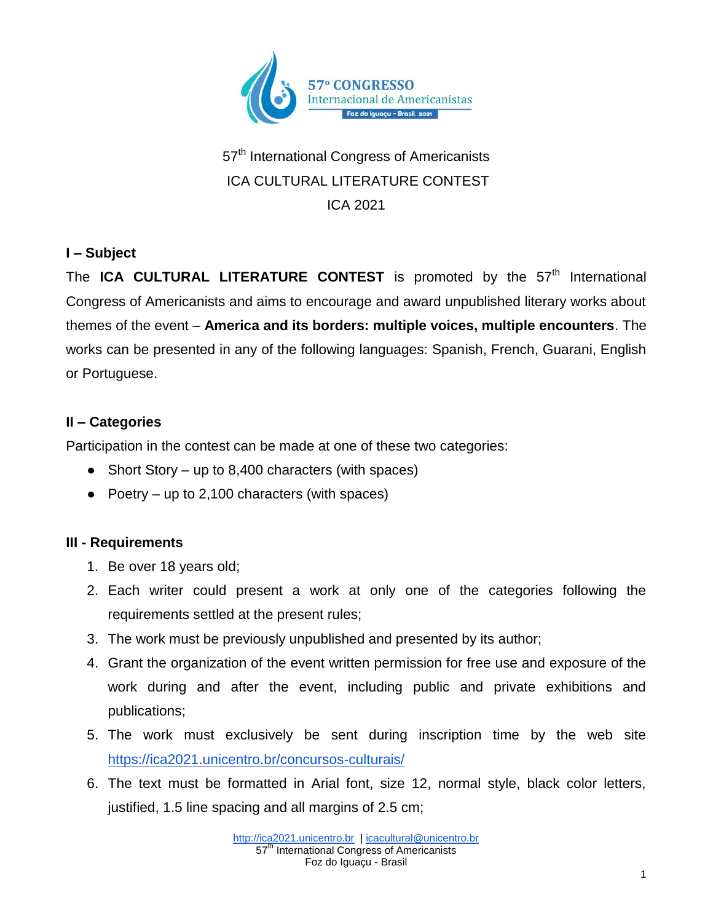57th International Congress of Americanists
ICA CULTURAL LITERATURE CONTEST
ICA 2021

## I – Subject

The **ICA CULTURAL LITERATURE CONTEST** is promoted by the 57th International Congress of Americanists and aims to encourage and award unpublished literary works about themes of the event – **America and its borders: multiple voices, multiple encounters**. The works can be presented in any of the following languages: Spanish, French, Guarani, English or Portuguese.

## II – Categories

Participation in the contest can be made at one of these two categories:

- Short Story – up to 8,400 characters (with spaces)
- Poetry – up to 2,100 characters (with spaces)

## III - Requirements

1. Be over 18 years old;
2. Each writer could present a work at only one of the categories following the requirements settled at the present rules;
3. The work must be previously unpublished and presented by its author;
4. Grant the organization of the event written permission for free use and exposure of the work during and after the event, including public and private exhibitions and publications;
5. The work must exclusively be sent during inscription time by the web site https://ica2021.unicentro.br/concursos-culturais/
6. The text must be formatted in Arial font, size 12, normal style, black color letters, justified, 1.5 line spacing and all margins of 2.5 cm;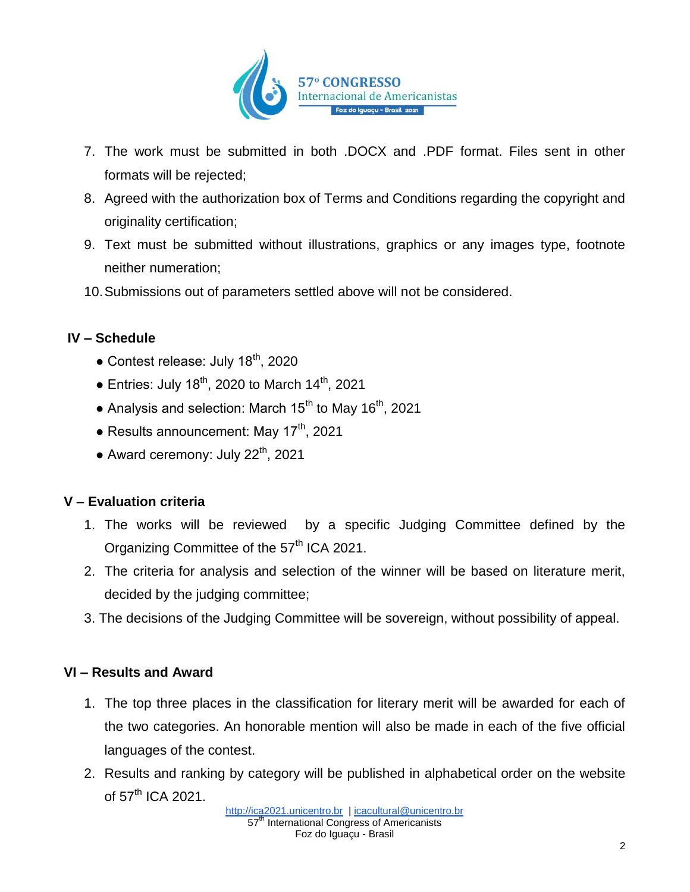7. The work must be submitted in both .DOCX and .PDF format. Files sent in other formats will be rejected;
8. Agreed with the authorization box of Terms and Conditions regarding the copyright and originality certification;
9. Text must be submitted without illustrations, graphics or any images type, footnote neither numeration;
10. Submissions out of parameters settled above will not be considered.

## IV – Schedule

- Contest release: July 18th, 2020
- Entries: July 18th, 2020 to March 14th, 2021
- Analysis and selection: March 15th to May 16th, 2021
- Results announcement: May 17th, 2021
- Award ceremony: July 22th, 2021

## V – Evaluation criteria

1. The works will be reviewed by a specific Judging Committee defined by the Organizing Committee of the 57th ICA 2021.
2. The criteria for analysis and selection of the winner will be based on literature merit, decided by the judging committee;
3. The decisions of the Judging Committee will be sovereign, without possibility of appeal.

## VI – Results and Award

1. The top three places in the classification for literary merit will be awarded for each of the two categories. An honorable mention will also be made in each of the five official languages of the contest.
2. Results and ranking by category will be published in alphabetical order on the website of 57th ICA 2021.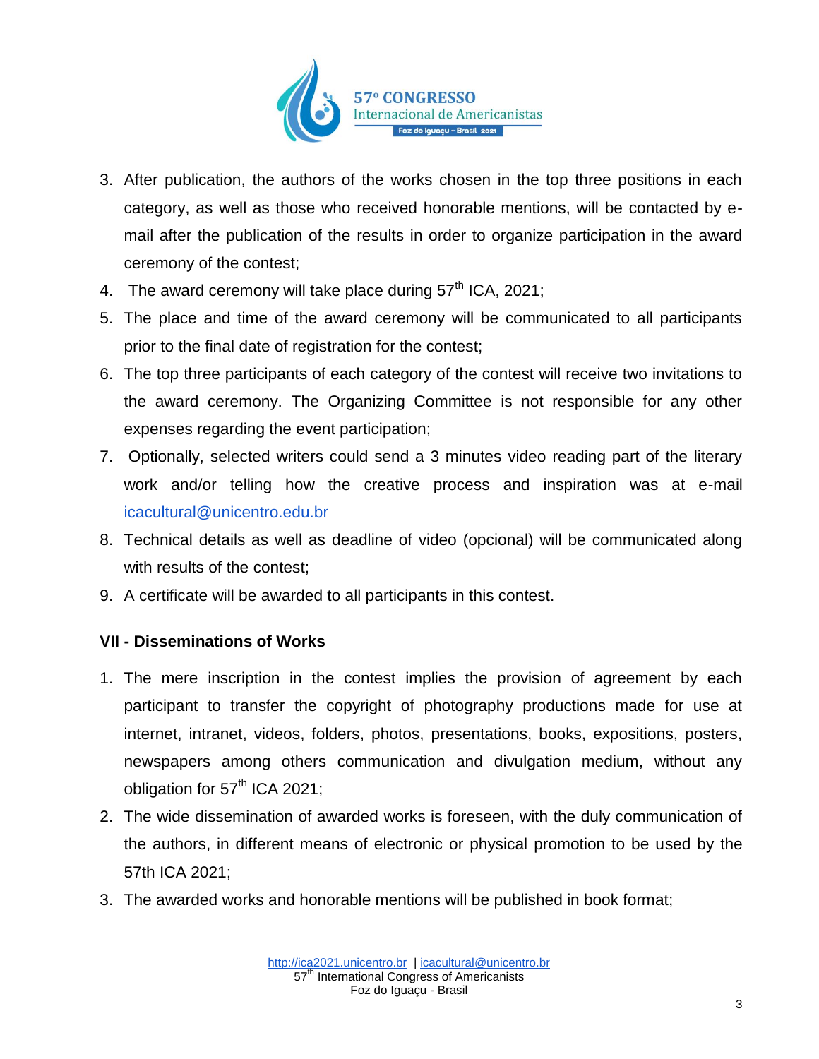3. After publication, the authors of the works chosen in the top three positions in each category, as well as those who received honorable mentions, will be contacted by e-mail after the publication of the results in order to organize participation in the award ceremony of the contest;
4. The award ceremony will take place during 57th ICA, 2021;
5. The place and time of the award ceremony will be communicated to all participants prior to the final date of registration for the contest;
6. The top three participants of each category of the contest will receive two invitations to the award ceremony. The Organizing Committee is not responsible for any other expenses regarding the event participation;
7. Optionally, selected writers could send a 3 minutes video reading part of the literary work and/or telling how the creative process and inspiration was at e-mail icacultural@unicentro.edu.br
8. Technical details as well as deadline of video (opcional) will be communicated along with results of the contest;
9. A certificate will be awarded to all participants in this contest.

**VII - Disseminations of Works**

1. The mere inscription in the contest implies the provision of agreement by each participant to transfer the copyright of photography productions made for use at internet, intranet, videos, folders, photos, presentations, books, expositions, posters, newspapers among others communication and divulgation medium, without any obligation for 57th ICA 2021;
2. The wide dissemination of awarded works is foreseen, with the duly communication of the authors, in different means of electronic or physical promotion to be used by the 57th ICA 2021;
3. The awarded works and honorable mentions will be published in book format;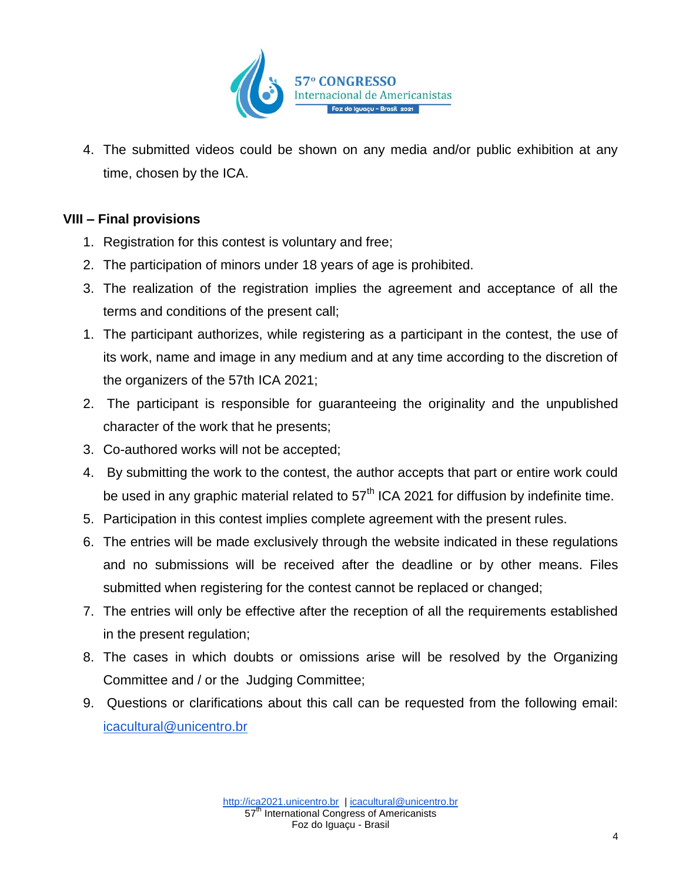4. The submitted videos could be shown on any media and/or public exhibition at any time, chosen by the ICA.

**VIII – Final provisions**

1. Registration for this contest is voluntary and free;
2. The participation of minors under 18 years of age is prohibited.
3. The realization of the registration implies the agreement and acceptance of all the terms and conditions of the present call;
1. The participant authorizes, while registering as a participant in the contest, the use of its work, name and image in any medium and at any time according to the discretion of the organizers of the 57th ICA 2021;
2. The participant is responsible for guaranteeing the originality and the unpublished character of the work that he presents;
3. Co-authored works will not be accepted;
4. By submitting the work to the contest, the author accepts that part or entire work could be used in any graphic material related to 57th ICA 2021 for diffusion by indefinite time.
5. Participation in this contest implies complete agreement with the present rules.
6. The entries will be made exclusively through the website indicated in these regulations and no submissions will be received after the deadline or by other means. Files submitted when registering for the contest cannot be replaced or changed;
7. The entries will only be effective after the reception of all the requirements established in the present regulation;
8. The cases in which doubts or omissions arise will be resolved by the Organizing Committee and / or the Judging Committee;
9. Questions or clarifications about this call can be requested from the following email: icacultural@unicentro.br